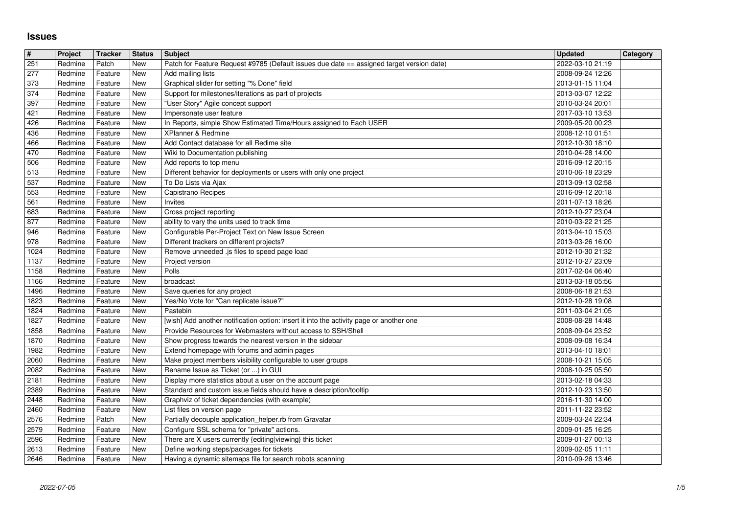# Issues

| # | Project | Tracker | Status | Subject | Updated | Category |
|---|---|---|---|---|---|---|
| 251 | Redmine | Patch | New | Patch for Feature Request #9785 (Default issues due date == assigned target version date) | 2022-03-10 21:19 | |
| 277 | Redmine | Feature | New | Add mailing lists | 2008-09-24 12:26 | |
| 373 | Redmine | Feature | New | Graphical slider for setting "% Done" field | 2013-01-15 11:04 | |
| 374 | Redmine | Feature | New | Support for milestones/iterations as part of projects | 2013-03-07 12:22 | |
| 397 | Redmine | Feature | New | "User Story" Agile concept support | 2010-03-24 20:01 | |
| 421 | Redmine | Feature | New | Impersonate user feature | 2017-03-10 13:53 | |
| 426 | Redmine | Feature | New | In Reports, simple Show Estimated Time/Hours assigned to Each USER | 2009-05-20 00:23 | |
| 436 | Redmine | Feature | New | XPlanner & Redmine | 2008-12-10 01:51 | |
| 466 | Redmine | Feature | New | Add Contact database for all Redime site | 2012-10-30 18:10 | |
| 470 | Redmine | Feature | New | Wiki to Documentation publishing | 2010-04-28 14:00 | |
| 506 | Redmine | Feature | New | Add reports to top menu | 2016-09-12 20:15 | |
| 513 | Redmine | Feature | New | Different behavior for deployments or users with only one project | 2010-06-18 23:29 | |
| 537 | Redmine | Feature | New | To Do Lists via Ajax | 2013-09-13 02:58 | |
| 553 | Redmine | Feature | New | Capistrano Recipes | 2016-09-12 20:18 | |
| 561 | Redmine | Feature | New | Invites | 2011-07-13 18:26 | |
| 683 | Redmine | Feature | New | Cross project reporting | 2012-10-27 23:04 | |
| 877 | Redmine | Feature | New | ability to vary the units used to track time | 2010-03-22 21:25 | |
| 946 | Redmine | Feature | New | Configurable Per-Project Text on New Issue Screen | 2013-04-10 15:03 | |
| 978 | Redmine | Feature | New | Different trackers on different projects? | 2013-03-26 16:00 | |
| 1024 | Redmine | Feature | New | Remove unneeded .js files to speed page load | 2012-10-30 21:32 | |
| 1137 | Redmine | Feature | New | Project version | 2012-10-27 23:09 | |
| 1158 | Redmine | Feature | New | Polls | 2017-02-04 06:40 | |
| 1166 | Redmine | Feature | New | broadcast | 2013-03-18 05:56 | |
| 1496 | Redmine | Feature | New | Save queries for any project | 2008-06-18 21:53 | |
| 1823 | Redmine | Feature | New | Yes/No Vote for "Can replicate issue?" | 2012-10-28 19:08 | |
| 1824 | Redmine | Feature | New | Pastebin | 2011-03-04 21:05 | |
| 1827 | Redmine | Feature | New | [wish] Add another notification option: insert it into the activity page or another one | 2008-08-28 14:48 | |
| 1858 | Redmine | Feature | New | Provide Resources for Webmasters without access to SSH/Shell | 2008-09-04 23:52 | |
| 1870 | Redmine | Feature | New | Show progress towards the nearest version in the sidebar | 2008-09-08 16:34 | |
| 1982 | Redmine | Feature | New | Extend homepage with forums and admin pages | 2013-04-10 18:01 | |
| 2060 | Redmine | Feature | New | Make project members visibility configurable to user groups | 2008-10-21 15:05 | |
| 2082 | Redmine | Feature | New | Rename Issue as Ticket (or ...) in GUI | 2008-10-25 05:50 | |
| 2181 | Redmine | Feature | New | Display more statistics about a user on the account page | 2013-02-18 04:33 | |
| 2389 | Redmine | Feature | New | Standard and custom issue fields should have a description/tooltip | 2012-10-23 13:50 | |
| 2448 | Redmine | Feature | New | Graphviz of ticket dependencies (with example) | 2016-11-30 14:00 | |
| 2460 | Redmine | Feature | New | List files on version page | 2011-11-22 23:52 | |
| 2576 | Redmine | Patch | New | Partially decouple application_helper.rb from Gravatar | 2009-03-24 22:34 | |
| 2579 | Redmine | Feature | New | Configure SSL schema for "private" actions. | 2009-01-25 16:25 | |
| 2596 | Redmine | Feature | New | There are X users currently {editing\|viewing} this ticket | 2009-01-27 00:13 | |
| 2613 | Redmine | Feature | New | Define working steps/packages for tickets | 2009-02-05 11:11 | |
| 2646 | Redmine | Feature | New | Having a dynamic sitemaps file for search robots scanning | 2010-09-26 13:46 | |

2022-07-05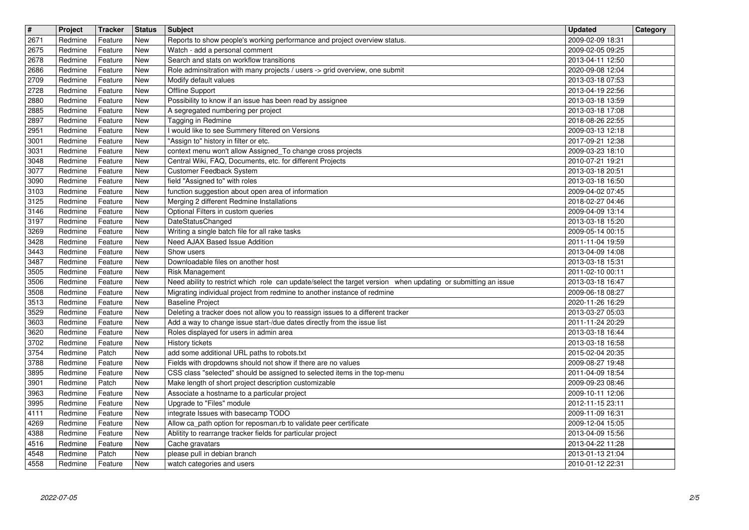| # | Project | Tracker | Status | Subject | Updated | Category |
|---|---|---|---|---|---|---|
| 2671 | Redmine | Feature | New | Reports to show people's working performance and project overview status. | 2009-02-09 18:31 | |
| 2675 | Redmine | Feature | New | Watch - add a personal comment | 2009-02-05 09:25 | |
| 2678 | Redmine | Feature | New | Search and stats on workflow transitions | 2013-04-11 12:50 | |
| 2686 | Redmine | Feature | New | Role adminsitration with many projects / users -> grid overview, one submit | 2020-09-08 12:04 | |
| 2709 | Redmine | Feature | New | Modify default values | 2013-03-18 07:53 | |
| 2728 | Redmine | Feature | New | Offline Support | 2013-04-19 22:56 | |
| 2880 | Redmine | Feature | New | Possibility to know if an issue has been read by assignee | 2013-03-18 13:59 | |
| 2885 | Redmine | Feature | New | A segregated numbering per project | 2013-03-18 17:08 | |
| 2897 | Redmine | Feature | New | Tagging in Redmine | 2018-08-26 22:55 | |
| 2951 | Redmine | Feature | New | I would like to see Summery filtered on Versions | 2009-03-13 12:18 | |
| 3001 | Redmine | Feature | New | "Assign to" history in filter or etc. | 2017-09-21 12:38 | |
| 3031 | Redmine | Feature | New | context menu won't allow Assigned_To change cross projects | 2009-03-23 18:10 | |
| 3048 | Redmine | Feature | New | Central Wiki, FAQ, Documents, etc. for different Projects | 2010-07-21 19:21 | |
| 3077 | Redmine | Feature | New | Customer Feedback System | 2013-03-18 20:51 | |
| 3090 | Redmine | Feature | New | field "Assigned to" with roles | 2013-03-18 16:50 | |
| 3103 | Redmine | Feature | New | function suggestion about open area of information | 2009-04-02 07:45 | |
| 3125 | Redmine | Feature | New | Merging 2 different Redmine Installations | 2018-02-27 04:46 | |
| 3146 | Redmine | Feature | New | Optional Filters in custom queries | 2009-04-09 13:14 | |
| 3197 | Redmine | Feature | New | DateStatusChanged | 2013-03-18 15:20 | |
| 3269 | Redmine | Feature | New | Writing a single batch file for all rake tasks | 2009-05-14 00:15 | |
| 3428 | Redmine | Feature | New | Need AJAX Based Issue Addition | 2011-11-04 19:59 | |
| 3443 | Redmine | Feature | New | Show users | 2013-04-09 14:08 | |
| 3487 | Redmine | Feature | New | Downloadable files on another host | 2013-03-18 15:31 | |
| 3505 | Redmine | Feature | New | Risk Management | 2011-02-10 00:11 | |
| 3506 | Redmine | Feature | New | Need ability to restrict which role can update/select the target version when updating or submitting an issue | 2013-03-18 16:47 | |
| 3508 | Redmine | Feature | New | Migrating individual project from redmine to another instance of redmine | 2009-06-18 08:27 | |
| 3513 | Redmine | Feature | New | Baseline Project | 2020-11-26 16:29 | |
| 3529 | Redmine | Feature | New | Deleting a tracker does not allow you to reassign issues to a different tracker | 2013-03-27 05:03 | |
| 3603 | Redmine | Feature | New | Add a way to change issue start-/due dates directly from the issue list | 2011-11-24 20:29 | |
| 3620 | Redmine | Feature | New | Roles displayed for users in admin area | 2013-03-18 16:44 | |
| 3702 | Redmine | Feature | New | History tickets | 2013-03-18 16:58 | |
| 3754 | Redmine | Patch | New | add some additional URL paths to robots.txt | 2015-02-04 20:35 | |
| 3788 | Redmine | Feature | New | Fields with dropdowns should not show if there are no values | 2009-08-27 19:48 | |
| 3895 | Redmine | Feature | New | CSS class "selected" should be assigned to selected items in the top-menu | 2011-04-09 18:54 | |
| 3901 | Redmine | Patch | New | Make length of short project description customizable | 2009-09-23 08:46 | |
| 3963 | Redmine | Feature | New | Associate a hostname to a particular project | 2009-10-11 12:06 | |
| 3995 | Redmine | Feature | New | Upgrade to "Files" module | 2012-11-15 23:11 | |
| 4111 | Redmine | Feature | New | integrate Issues with basecamp TODO | 2009-11-09 16:31 | |
| 4269 | Redmine | Feature | New | Allow ca_path option for reposman.rb to validate peer certificate | 2009-12-04 15:05 | |
| 4388 | Redmine | Feature | New | Ablitity to rearrange tracker fields for particular project | 2013-04-09 15:56 | |
| 4516 | Redmine | Feature | New | Cache gravatars | 2013-04-22 11:28 | |
| 4548 | Redmine | Patch | New | please pull in debian branch | 2013-01-13 21:04 | |
| 4558 | Redmine | Feature | New | watch categories and users | 2010-01-12 22:31 | |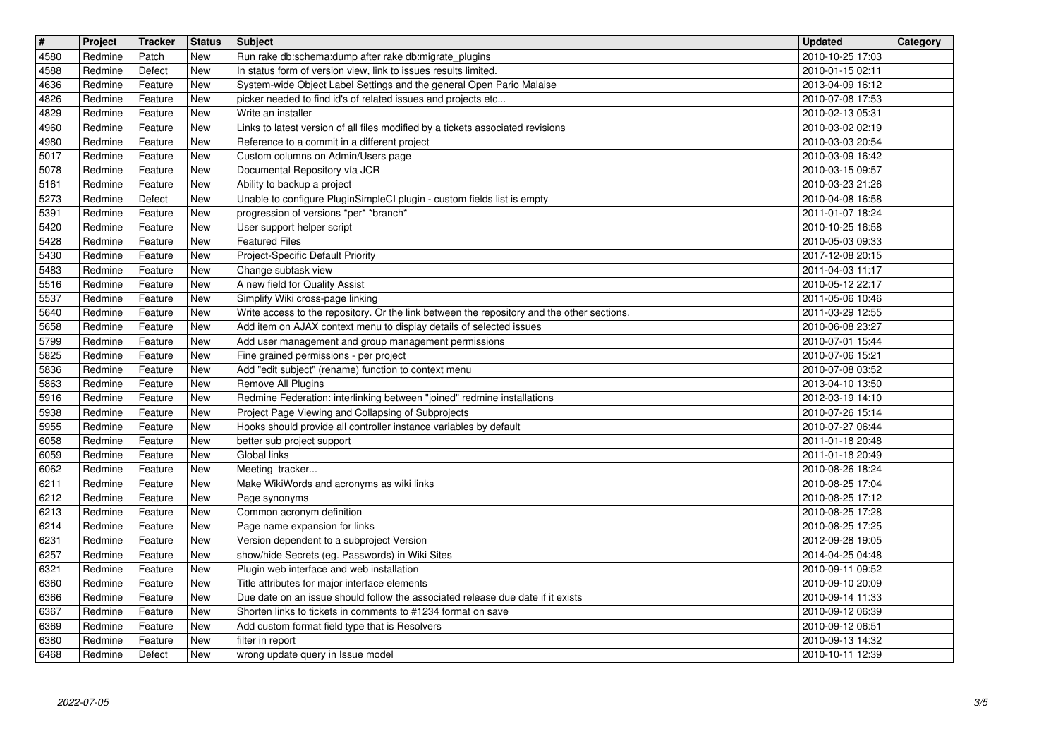| # | Project | Tracker | Status | Subject | Updated | Category |
| --- | --- | --- | --- | --- | --- | --- |
| 4580 | Redmine | Patch | New | Run rake db:schema:dump after rake db:migrate_plugins | 2010-10-25 17:03 | |
| 4588 | Redmine | Defect | New | In status form of version view, link to issues results limited. | 2010-01-15 02:11 | |
| 4636 | Redmine | Feature | New | System-wide Object Label Settings and the general Open Pario Malaise | 2013-04-09 16:12 | |
| 4826 | Redmine | Feature | New | picker needed to find id's of related issues and projects etc... | 2010-07-08 17:53 | |
| 4829 | Redmine | Feature | New | Write an installer | 2010-02-13 05:31 | |
| 4960 | Redmine | Feature | New | Links to latest version of all files modified by a tickets associated revisions | 2010-03-02 02:19 | |
| 4980 | Redmine | Feature | New | Reference to a commit in a different project | 2010-03-03 20:54 | |
| 5017 | Redmine | Feature | New | Custom columns on Admin/Users page | 2010-03-09 16:42 | |
| 5078 | Redmine | Feature | New | Documental Repository vía JCR | 2010-03-15 09:57 | |
| 5161 | Redmine | Feature | New | Ability to backup a project | 2010-03-23 21:26 | |
| 5273 | Redmine | Defect | New | Unable to configure PluginSimpleCI plugin - custom fields list is empty | 2010-04-08 16:58 | |
| 5391 | Redmine | Feature | New | progression of versions *per* *branch* | 2011-01-07 18:24 | |
| 5420 | Redmine | Feature | New | User support helper script | 2010-10-25 16:58 | |
| 5428 | Redmine | Feature | New | Featured Files | 2010-05-03 09:33 | |
| 5430 | Redmine | Feature | New | Project-Specific Default Priority | 2017-12-08 20:15 | |
| 5483 | Redmine | Feature | New | Change subtask view | 2011-04-03 11:17 | |
| 5516 | Redmine | Feature | New | A new field for Quality Assist | 2010-05-12 22:17 | |
| 5537 | Redmine | Feature | New | Simplify Wiki cross-page linking | 2011-05-06 10:46 | |
| 5640 | Redmine | Feature | New | Write access to the repository. Or the link between the repository and the other sections. | 2011-03-29 12:55 | |
| 5658 | Redmine | Feature | New | Add item on AJAX context menu to display details of selected issues | 2010-06-08 23:27 | |
| 5799 | Redmine | Feature | New | Add user management and group management permissions | 2010-07-01 15:44 | |
| 5825 | Redmine | Feature | New | Fine grained permissions - per project | 2010-07-06 15:21 | |
| 5836 | Redmine | Feature | New | Add "edit subject" (rename) function to context menu | 2010-07-08 03:52 | |
| 5863 | Redmine | Feature | New | Remove All Plugins | 2013-04-10 13:50 | |
| 5916 | Redmine | Feature | New | Redmine Federation: interlinking between "joined" redmine installations | 2012-03-19 14:10 | |
| 5938 | Redmine | Feature | New | Project Page Viewing and Collapsing of Subprojects | 2010-07-26 15:14 | |
| 5955 | Redmine | Feature | New | Hooks should provide all controller instance variables by default | 2010-07-27 06:44 | |
| 6058 | Redmine | Feature | New | better sub project support | 2011-01-18 20:48 | |
| 6059 | Redmine | Feature | New | Global links | 2011-01-18 20:49 | |
| 6062 | Redmine | Feature | New | Meeting tracker... | 2010-08-26 18:24 | |
| 6211 | Redmine | Feature | New | Make WikiWords and acronyms as wiki links | 2010-08-25 17:04 | |
| 6212 | Redmine | Feature | New | Page synonyms | 2010-08-25 17:12 | |
| 6213 | Redmine | Feature | New | Common acronym definition | 2010-08-25 17:28 | |
| 6214 | Redmine | Feature | New | Page name expansion for links | 2010-08-25 17:25 | |
| 6231 | Redmine | Feature | New | Version dependent to a subproject Version | 2012-09-28 19:05 | |
| 6257 | Redmine | Feature | New | show/hide Secrets (eg. Passwords) in Wiki Sites | 2014-04-25 04:48 | |
| 6321 | Redmine | Feature | New | Plugin web interface and web installation | 2010-09-11 09:52 | |
| 6360 | Redmine | Feature | New | Title attributes for major interface elements | 2010-09-10 20:09 | |
| 6366 | Redmine | Feature | New | Due date on an issue should follow the associated release due date if it exists | 2010-09-14 11:33 | |
| 6367 | Redmine | Feature | New | Shorten links to tickets in comments to #1234 format on save | 2010-09-12 06:39 | |
| 6369 | Redmine | Feature | New | Add custom format field type that is Resolvers | 2010-09-12 06:51 | |
| 6380 | Redmine | Feature | New | filter in report | 2010-09-13 14:32 | |
| 6468 | Redmine | Defect | New | wrong update query in Issue model | 2010-10-11 12:39 | |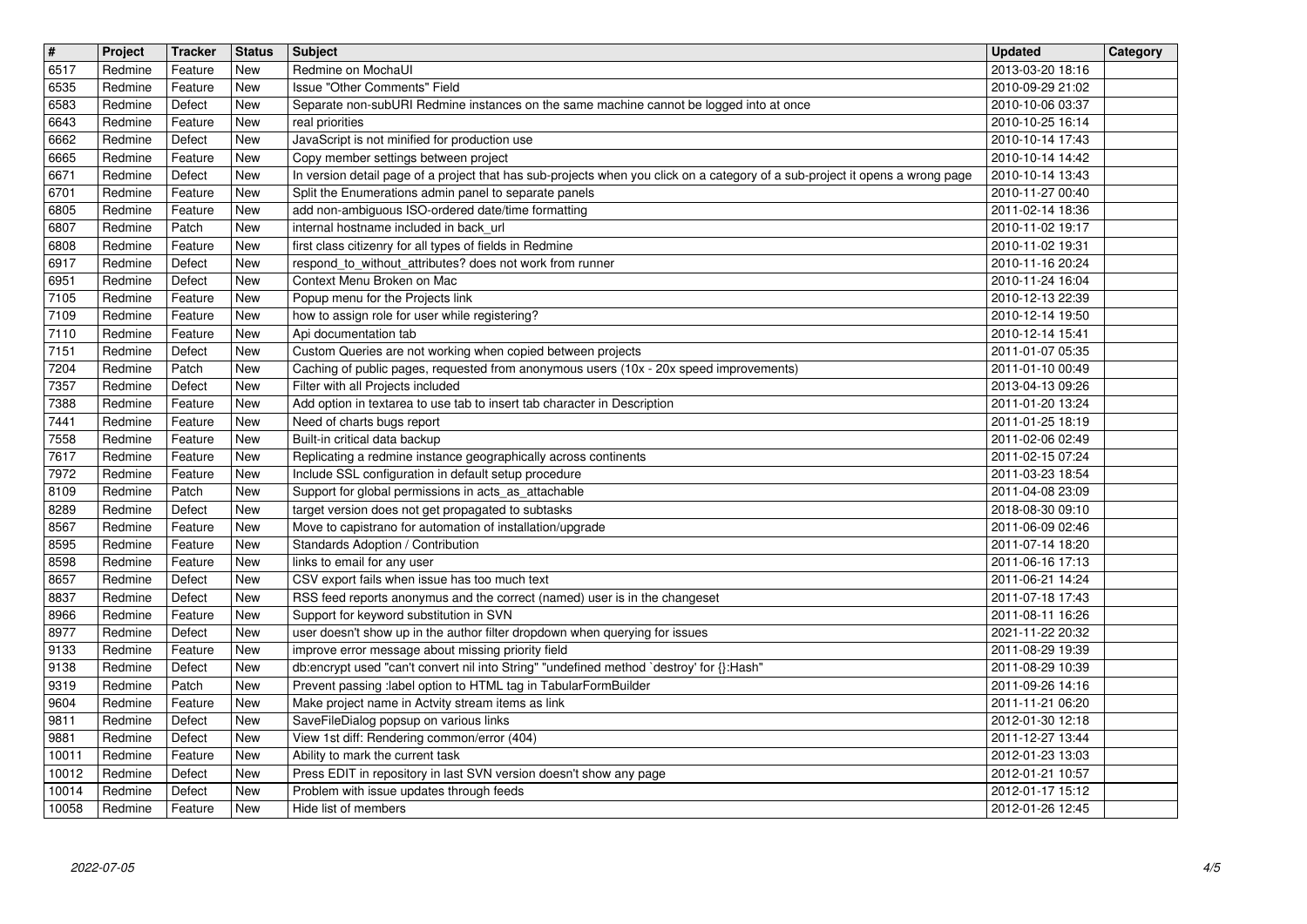| # | Project | Tracker | Status | Subject | Updated | Category |
| --- | --- | --- | --- | --- | --- | --- |
| 6517 | Redmine | Feature | New | Redmine on MochaUI | 2013-03-20 18:16 | |
| 6535 | Redmine | Feature | New | Issue "Other Comments" Field | 2010-09-29 21:02 | |
| 6583 | Redmine | Defect | New | Separate non-subURI Redmine instances on the same machine cannot be logged into at once | 2010-10-06 03:37 | |
| 6643 | Redmine | Feature | New | real priorities | 2010-10-25 16:14 | |
| 6662 | Redmine | Defect | New | JavaScript is not minified for production use | 2010-10-14 17:43 | |
| 6665 | Redmine | Feature | New | Copy member settings between project | 2010-10-14 14:42 | |
| 6671 | Redmine | Defect | New | In version detail page of a project that has sub-projects when you click on a category of a sub-project it opens a wrong page | 2010-10-14 13:43 | |
| 6701 | Redmine | Feature | New | Split the Enumerations admin panel to separate panels | 2010-11-27 00:40 | |
| 6805 | Redmine | Feature | New | add non-ambiguous ISO-ordered date/time formatting | 2011-02-14 18:36 | |
| 6807 | Redmine | Patch | New | internal hostname included in back_url | 2010-11-02 19:17 | |
| 6808 | Redmine | Feature | New | first class citizenry for all types of fields in Redmine | 2010-11-02 19:31 | |
| 6917 | Redmine | Defect | New | respond_to_without_attributes? does not work from runner | 2010-11-16 20:24 | |
| 6951 | Redmine | Defect | New | Context Menu Broken on Mac | 2010-11-24 16:04 | |
| 7105 | Redmine | Feature | New | Popup menu for the Projects link | 2010-12-13 22:39 | |
| 7109 | Redmine | Feature | New | how to assign role for user while registering? | 2010-12-14 19:50 | |
| 7110 | Redmine | Feature | New | Api documentation tab | 2010-12-14 15:41 | |
| 7151 | Redmine | Defect | New | Custom Queries are not working when copied between projects | 2011-01-07 05:35 | |
| 7204 | Redmine | Patch | New | Caching of public pages, requested from anonymous users (10x - 20x speed improvements) | 2011-01-10 00:49 | |
| 7357 | Redmine | Defect | New | Filter with all Projects included | 2013-04-13 09:26 | |
| 7388 | Redmine | Feature | New | Add option in textarea to use tab to insert tab character in Description | 2011-01-20 13:24 | |
| 7441 | Redmine | Feature | New | Need of charts bugs report | 2011-01-25 18:19 | |
| 7558 | Redmine | Feature | New | Built-in critical data backup | 2011-02-06 02:49 | |
| 7617 | Redmine | Feature | New | Replicating a redmine instance geographically across continents | 2011-02-15 07:24 | |
| 7972 | Redmine | Feature | New | Include SSL configuration in default setup procedure | 2011-03-23 18:54 | |
| 8109 | Redmine | Patch | New | Support for global permissions in acts_as_attachable | 2011-04-08 23:09 | |
| 8289 | Redmine | Defect | New | target version does not get propagated to subtasks | 2018-08-30 09:10 | |
| 8567 | Redmine | Feature | New | Move to capistrano for automation of installation/upgrade | 2011-06-09 02:46 | |
| 8595 | Redmine | Feature | New | Standards Adoption / Contribution | 2011-07-14 18:20 | |
| 8598 | Redmine | Feature | New | links to email for any user | 2011-06-16 17:13 | |
| 8657 | Redmine | Defect | New | CSV export fails when issue has too much text | 2011-06-21 14:24 | |
| 8837 | Redmine | Defect | New | RSS feed reports anonymus and the correct (named) user is in the changeset | 2011-07-18 17:43 | |
| 8966 | Redmine | Feature | New | Support for keyword substitution in SVN | 2011-08-11 16:26 | |
| 8977 | Redmine | Defect | New | user doesn't show up in the author filter dropdown when querying for issues | 2021-11-22 20:32 | |
| 9133 | Redmine | Feature | New | improve error message about missing priority field | 2011-08-29 19:39 | |
| 9138 | Redmine | Defect | New | db:encrypt used "can't convert nil into String" "undefined method `destroy' for {}:Hash" | 2011-08-29 10:39 | |
| 9319 | Redmine | Patch | New | Prevent passing :label option to HTML tag in TabularFormBuilder | 2011-09-26 14:16 | |
| 9604 | Redmine | Feature | New | Make project name in Actvity stream items as link | 2011-11-21 06:20 | |
| 9811 | Redmine | Defect | New | SaveFileDialog popsup on various links | 2012-01-30 12:18 | |
| 9881 | Redmine | Defect | New | View 1st diff: Rendering common/error (404) | 2011-12-27 13:44 | |
| 10011 | Redmine | Feature | New | Ability to mark the current task | 2012-01-23 13:03 | |
| 10012 | Redmine | Defect | New | Press EDIT in repository in last SVN version doesn't show any page | 2012-01-21 10:57 | |
| 10014 | Redmine | Defect | New | Problem with issue updates through feeds | 2012-01-17 15:12 | |
| 10058 | Redmine | Feature | New | Hide list of members | 2012-01-26 12:45 | |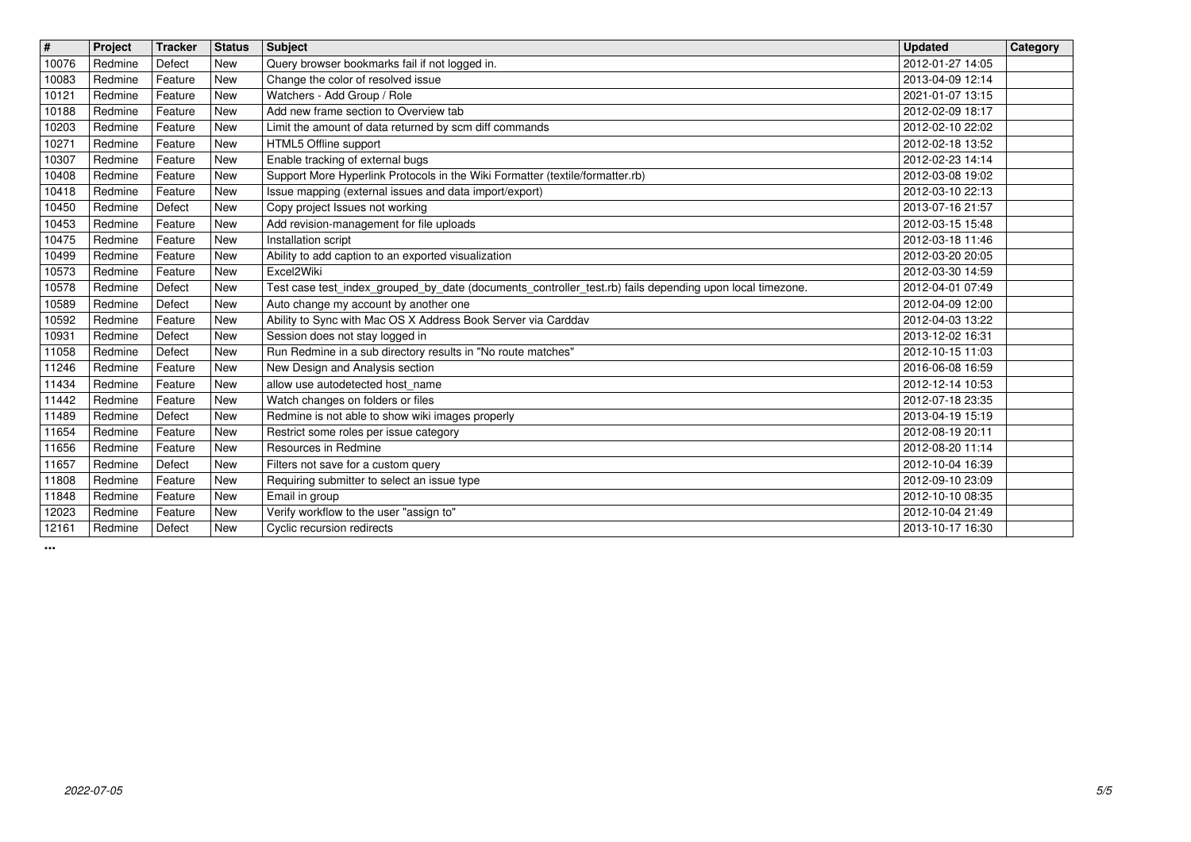| # | Project | Tracker | Status | Subject | Updated | Category |
|---|---|---|---|---|---|---|
| 10076 | Redmine | Defect | New | Query browser bookmarks fail if not logged in. | 2012-01-27 14:05 | |
| 10083 | Redmine | Feature | New | Change the color of resolved issue | 2013-04-09 12:14 | |
| 10121 | Redmine | Feature | New | Watchers - Add Group / Role | 2021-01-07 13:15 | |
| 10188 | Redmine | Feature | New | Add new frame section to Overview tab | 2012-02-09 18:17 | |
| 10203 | Redmine | Feature | New | Limit the amount of data returned by scm diff commands | 2012-02-10 22:02 | |
| 10271 | Redmine | Feature | New | HTML5 Offline support | 2012-02-18 13:52 | |
| 10307 | Redmine | Feature | New | Enable tracking of external bugs | 2012-02-23 14:14 | |
| 10408 | Redmine | Feature | New | Support More Hyperlink Protocols in the Wiki Formatter (textile/formatter.rb) | 2012-03-08 19:02 | |
| 10418 | Redmine | Feature | New | Issue mapping (external issues and data import/export) | 2012-03-10 22:13 | |
| 10450 | Redmine | Defect | New | Copy project Issues not working | 2013-07-16 21:57 | |
| 10453 | Redmine | Feature | New | Add revision-management for file uploads | 2012-03-15 15:48 | |
| 10475 | Redmine | Feature | New | Installation script | 2012-03-18 11:46 | |
| 10499 | Redmine | Feature | New | Ability to add caption to an exported visualization | 2012-03-20 20:05 | |
| 10573 | Redmine | Feature | New | Excel2Wiki | 2012-03-30 14:59 | |
| 10578 | Redmine | Defect | New | Test case test_index_grouped_by_date (documents_controller_test.rb) fails depending upon local timezone. | 2012-04-01 07:49 | |
| 10589 | Redmine | Defect | New | Auto change my account by another one | 2012-04-09 12:00 | |
| 10592 | Redmine | Feature | New | Ability to Sync with Mac OS X Address Book Server via Carddav | 2012-04-03 13:22 | |
| 10931 | Redmine | Defect | New | Session does not stay logged in | 2013-12-02 16:31 | |
| 11058 | Redmine | Defect | New | Run Redmine in a sub directory results in "No route matches" | 2012-10-15 11:03 | |
| 11246 | Redmine | Feature | New | New Design and Analysis section | 2016-06-08 16:59 | |
| 11434 | Redmine | Feature | New | allow use autodetected host_name | 2012-12-14 10:53 | |
| 11442 | Redmine | Feature | New | Watch changes on folders or files | 2012-07-18 23:35 | |
| 11489 | Redmine | Defect | New | Redmine is not able to show wiki images properly | 2013-04-19 15:19 | |
| 11654 | Redmine | Feature | New | Restrict some roles per issue category | 2012-08-19 20:11 | |
| 11656 | Redmine | Feature | New | Resources in Redmine | 2012-08-20 11:14 | |
| 11657 | Redmine | Defect | New | Filters not save for a custom query | 2012-10-04 16:39 | |
| 11808 | Redmine | Feature | New | Requiring submitter to select an issue type | 2012-09-10 23:09 | |
| 11848 | Redmine | Feature | New | Email in group | 2012-10-10 08:35 | |
| 12023 | Redmine | Feature | New | Verify workflow to the user "assign to" | 2012-10-04 21:49 | |
| 12161 | Redmine | Defect | New | Cyclic recursion redirects | 2013-10-17 16:30 | |

...